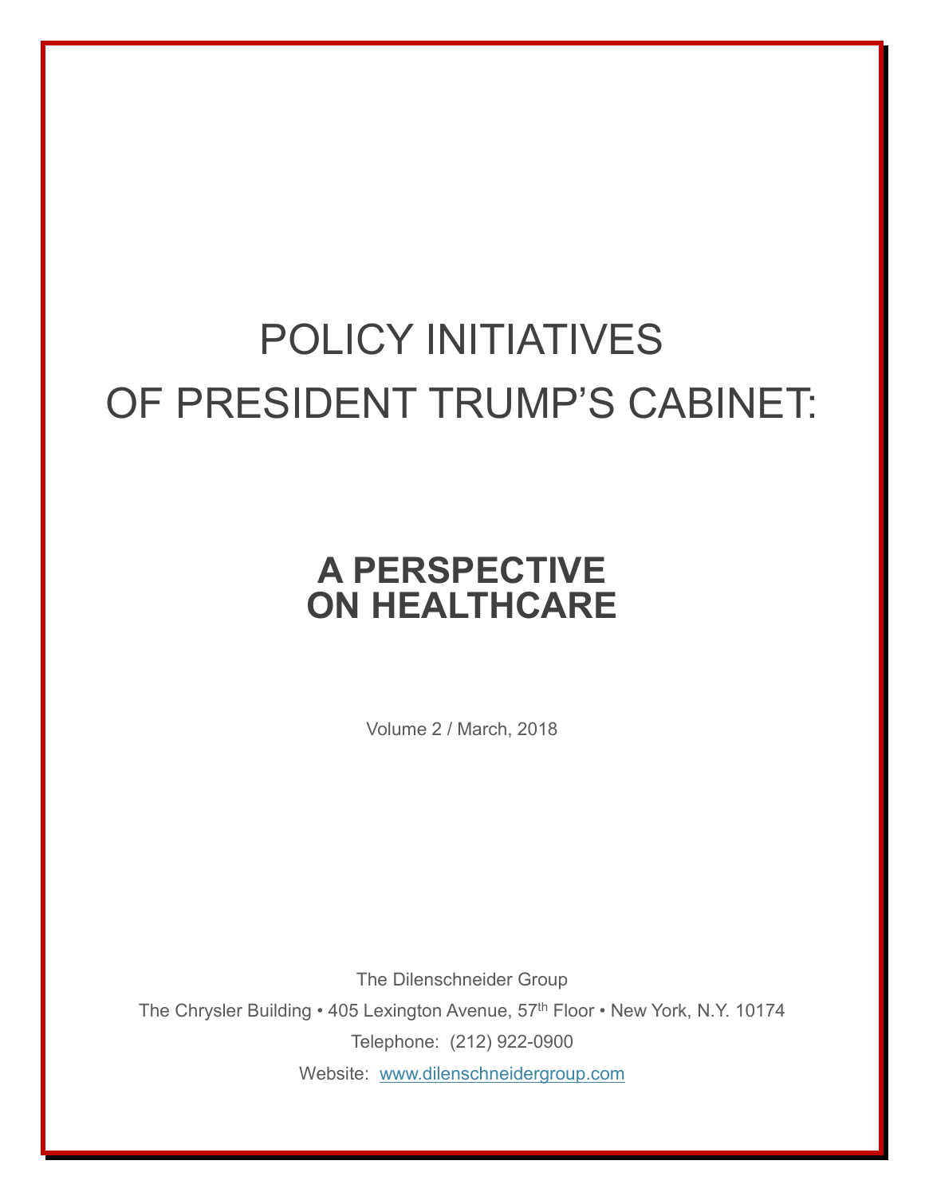# POLICY INITIATIVES OF PRESIDENT TRUMP'S CABINET:

## A PERSPECTIVE ON HEALTHCARE

Volume 2 / March, 2018

The Dilenschneider Group

The Chrysler Building • 405 Lexington Avenue, 57th Floor • New York, N.Y. 10174

Telephone: (212) 922-0900

Website: www.dilenschneidergroup.com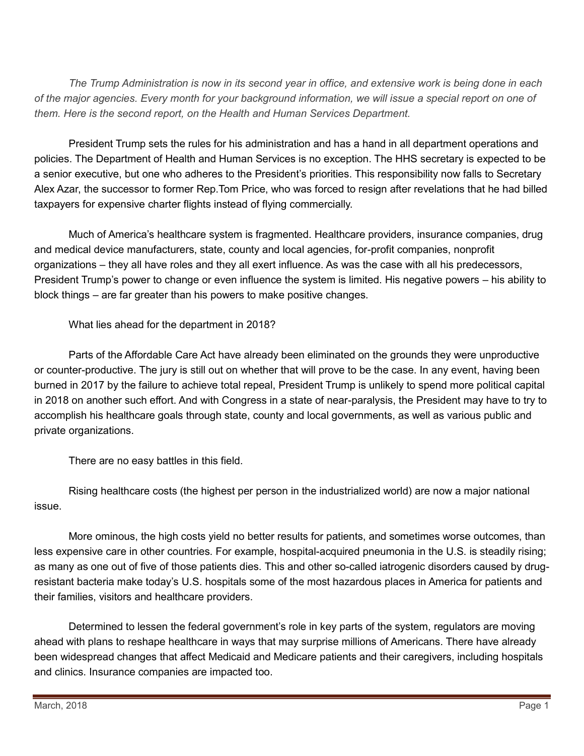*The Trump Administration is now in its second year in office, and extensive work is being done in each of the major agencies. Every month for your background information, we will issue a special report on one of them. Here is the second report, on the Health and Human Services Department.*

President Trump sets the rules for his administration and has a hand in all department operations and policies. The Department of Health and Human Services is no exception. The HHS secretary is expected to be a senior executive, but one who adheres to the President's priorities. This responsibility now falls to Secretary Alex Azar, the successor to former Rep.Tom Price, who was forced to resign after revelations that he had billed taxpayers for expensive charter flights instead of flying commercially.

Much of America's healthcare system is fragmented. Healthcare providers, insurance companies, drug and medical device manufacturers, state, county and local agencies, for-profit companies, nonprofit organizations – they all have roles and they all exert influence. As was the case with all his predecessors, President Trump's power to change or even influence the system is limited. His negative powers – his ability to block things – are far greater than his powers to make positive changes.

What lies ahead for the department in 2018?

Parts of the Affordable Care Act have already been eliminated on the grounds they were unproductive or counter-productive. The jury is still out on whether that will prove to be the case. In any event, having been burned in 2017 by the failure to achieve total repeal, President Trump is unlikely to spend more political capital in 2018 on another such effort. And with Congress in a state of near-paralysis, the President may have to try to accomplish his healthcare goals through state, county and local governments, as well as various public and private organizations.

There are no easy battles in this field.

Rising healthcare costs (the highest per person in the industrialized world) are now a major national issue.

More ominous, the high costs yield no better results for patients, and sometimes worse outcomes, than less expensive care in other countries. For example, hospital-acquired pneumonia in the U.S. is steadily rising; as many as one out of five of those patients dies. This and other so-called iatrogenic disorders caused by drug-resistant bacteria make today's U.S. hospitals some of the most hazardous places in America for patients and their families, visitors and healthcare providers.

Determined to lessen the federal government's role in key parts of the system, regulators are moving ahead with plans to reshape healthcare in ways that may surprise millions of Americans. There have already been widespread changes that affect Medicaid and Medicare patients and their caregivers, including hospitals and clinics. Insurance companies are impacted too.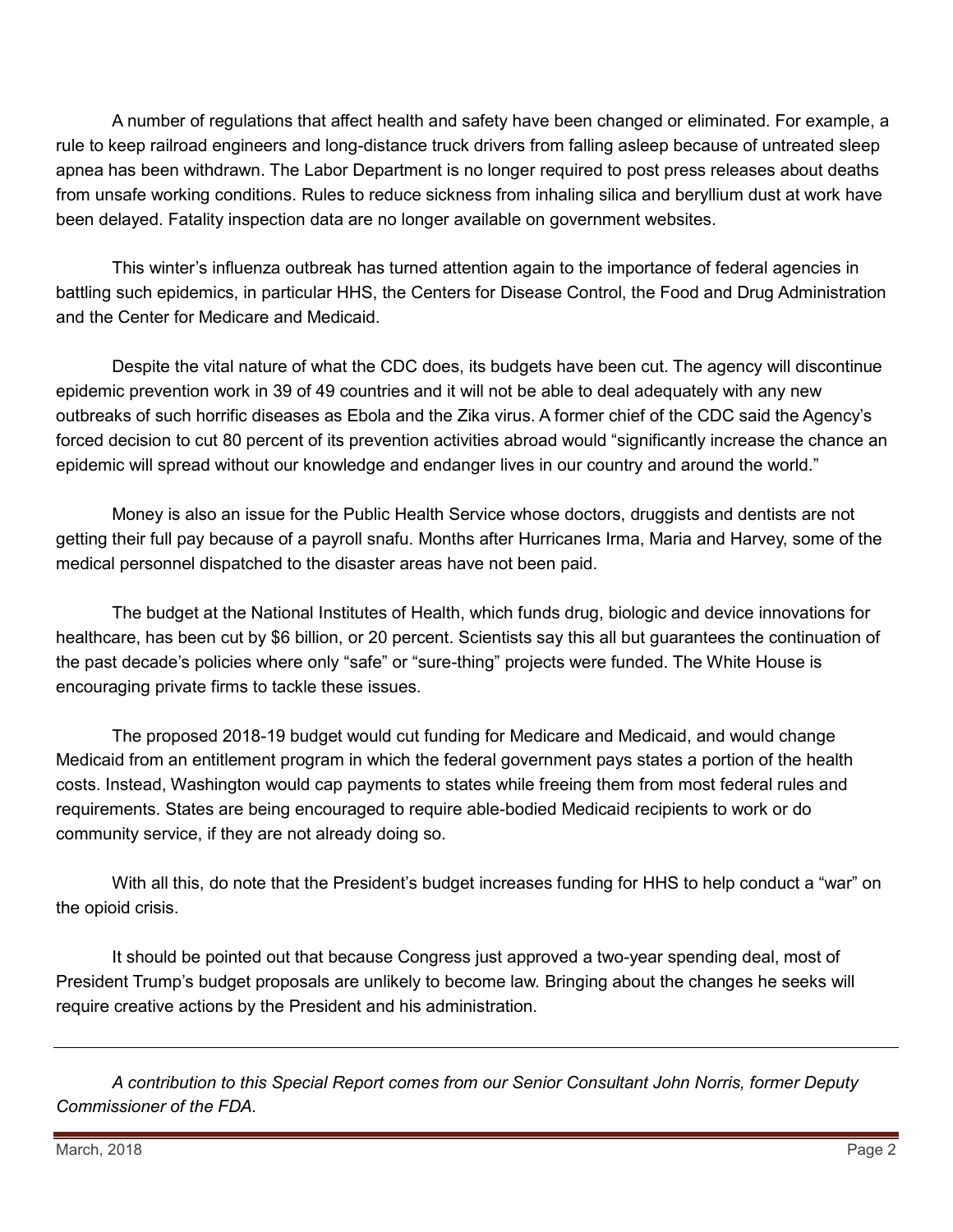A number of regulations that affect health and safety have been changed or eliminated. For example, a rule to keep railroad engineers and long-distance truck drivers from falling asleep because of untreated sleep apnea has been withdrawn. The Labor Department is no longer required to post press releases about deaths from unsafe working conditions. Rules to reduce sickness from inhaling silica and beryllium dust at work have been delayed. Fatality inspection data are no longer available on government websites.

This winter's influenza outbreak has turned attention again to the importance of federal agencies in battling such epidemics, in particular HHS, the Centers for Disease Control, the Food and Drug Administration and the Center for Medicare and Medicaid.

Despite the vital nature of what the CDC does, its budgets have been cut. The agency will discontinue epidemic prevention work in 39 of 49 countries and it will not be able to deal adequately with any new outbreaks of such horrific diseases as Ebola and the Zika virus. A former chief of the CDC said the Agency's forced decision to cut 80 percent of its prevention activities abroad would "significantly increase the chance an epidemic will spread without our knowledge and endanger lives in our country and around the world."

Money is also an issue for the Public Health Service whose doctors, druggists and dentists are not getting their full pay because of a payroll snafu. Months after Hurricanes Irma, Maria and Harvey, some of the medical personnel dispatched to the disaster areas have not been paid.

The budget at the National Institutes of Health, which funds drug, biologic and device innovations for healthcare, has been cut by $6 billion, or 20 percent. Scientists say this all but guarantees the continuation of the past decade's policies where only "safe" or "sure-thing" projects were funded. The White House is encouraging private firms to tackle these issues.

The proposed 2018-19 budget would cut funding for Medicare and Medicaid, and would change Medicaid from an entitlement program in which the federal government pays states a portion of the health costs. Instead, Washington would cap payments to states while freeing them from most federal rules and requirements. States are being encouraged to require able-bodied Medicaid recipients to work or do community service, if they are not already doing so.

With all this, do note that the President's budget increases funding for HHS to help conduct a "war" on the opioid crisis.

It should be pointed out that because Congress just approved a two-year spending deal, most of President Trump's budget proposals are unlikely to become law. Bringing about the changes he seeks will require creative actions by the President and his administration.

---

*A contribution to this Special Report comes from our Senior Consultant John Norris, former Deputy Commissioner of the FDA.*